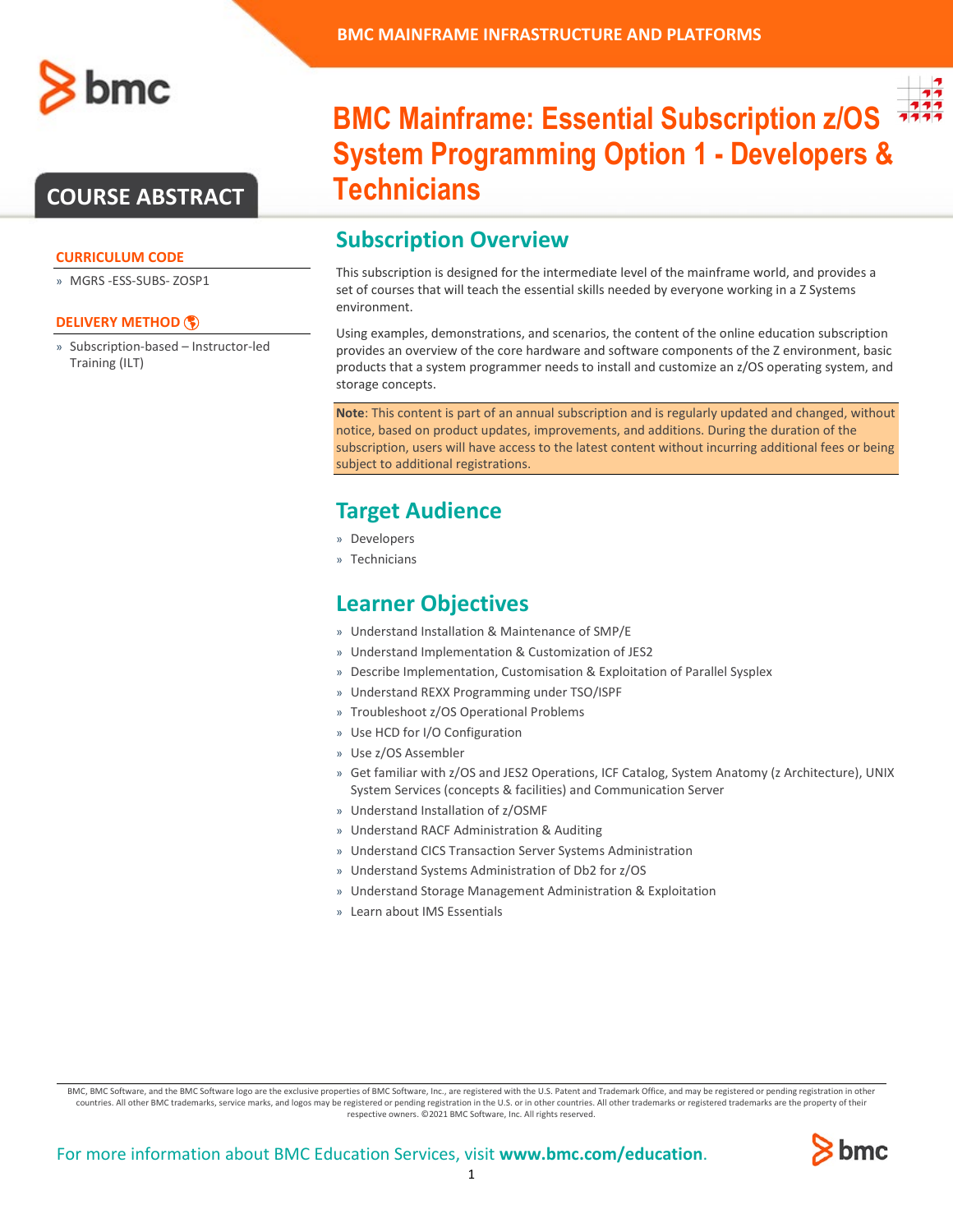# BMC Mainframe: Essential Subscription z/OS System Programming Option 1 - Developers & Technicians

COURSE ABSTRACT

**CURRICULUM CODE**

» MGRS -ESS-SUBS- ZOSP1

**DELIVERY METHOD**

» Subscription-based – Instructor-led Training (ILT)

## Subscription Overview

This subscription is designed for the intermediate level of the mainframe world, and provides a set of courses that will teach the essential skills needed by everyone working in a Z Systems environment.

Using examples, demonstrations, and scenarios, the content of the online education subscription provides an overview of the core hardware and software components of the Z environment, basic products that a system programmer needs to install and customize an z/OS operating system, and storage concepts.

**Note**: This content is part of an annual subscription and is regularly updated and changed, without notice, based on product updates, improvements, and additions. During the duration of the subscription, users will have access to the latest content without incurring additional fees or being subject to additional registrations.

## Target Audience

- Developers
- Technicians

## Learner Objectives

- Understand Installation & Maintenance of SMP/E
- Understand Implementation & Customization of JES2
- Describe Implementation, Customisation & Exploitation of Parallel Sysplex
- Understand REXX Programming under TSO/ISPF
- Troubleshoot z/OS Operational Problems
- Use HCD for I/O Configuration
- Use z/OS Assembler
- Get familiar with z/OS and JES2 Operations, ICF Catalog, System Anatomy (z Architecture), UNIX System Services (concepts & facilities) and Communication Server
- Understand Installation of z/OSMF
- Understand RACF Administration & Auditing
- Understand CICS Transaction Server Systems Administration
- Understand Systems Administration of Db2 for z/OS
- Understand Storage Management Administration & Exploitation
- Learn about IMS Essentials

BMC, BMC Software, and the BMC Software logo are the exclusive properties of BMC Software, Inc., are registered with the U.S. Patent and Trademark Office, and may be registered or pending registration in other countries. All other BMC trademarks, service marks, and logos may be registered or pending registration in the U.S. or in other countries. All other trademarks or registered trademarks are the property of their respective owners. ©2021 BMC Software, Inc. All rights reserved.

For more information about BMC Education Services, visit **www.bmc.com/education**.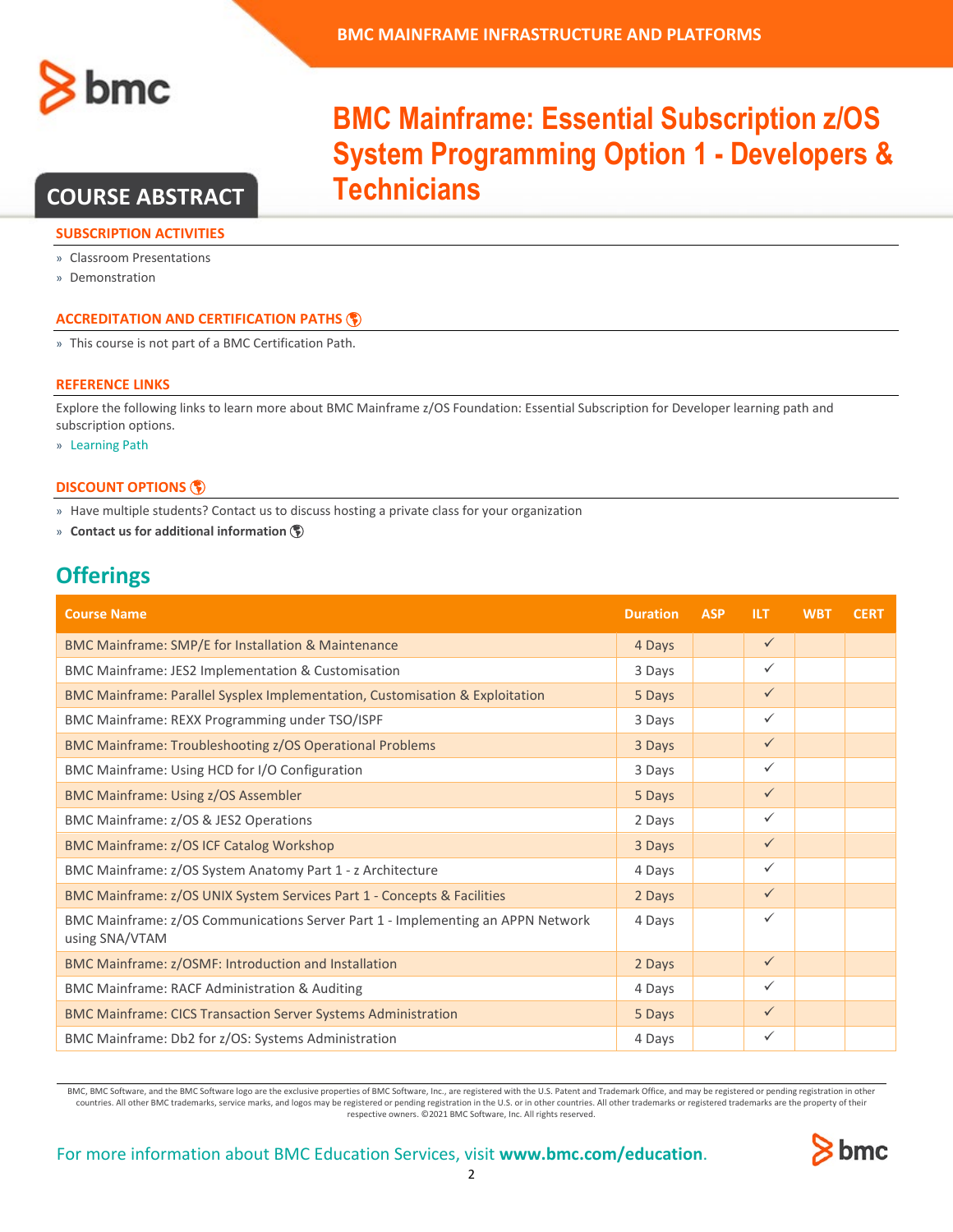BMC MAINFRAME INFRASTRUCTURE AND PLATFORMS

# BMC Mainframe: Essential Subscription z/OS System Programming Option 1 - Developers & Technicians

## COURSE ABSTRACT

### SUBSCRIPTION ACTIVITIES

- Classroom Presentations
- Demonstration

### ACCREDITATION AND CERTIFICATION PATHS

- This course is not part of a BMC Certification Path.

### REFERENCE LINKS

Explore the following links to learn more about BMC Mainframe z/OS Foundation: Essential Subscription for Developer learning path and subscription options.

- Learning Path

### DISCOUNT OPTIONS

- Have multiple students? Contact us to discuss hosting a private class for your organization
- **Contact us for additional information**

## Offerings

| Course Name | Duration | ASP | ILT | WBT | CERT |
|---|---|---|---|---|---|
| BMC Mainframe: SMP/E for Installation & Maintenance | 4 Days | | ✓ | | |
| BMC Mainframe: JES2 Implementation & Customisation | 3 Days | | ✓ | | |
| BMC Mainframe: Parallel Sysplex Implementation, Customisation & Exploitation | 5 Days | | ✓ | | |
| BMC Mainframe: REXX Programming under TSO/ISPF | 3 Days | | ✓ | | |
| BMC Mainframe: Troubleshooting z/OS Operational Problems | 3 Days | | ✓ | | |
| BMC Mainframe: Using HCD for I/O Configuration | 3 Days | | ✓ | | |
| BMC Mainframe: Using z/OS Assembler | 5 Days | | ✓ | | |
| BMC Mainframe: z/OS & JES2 Operations | 2 Days | | ✓ | | |
| BMC Mainframe: z/OS ICF Catalog Workshop | 3 Days | | ✓ | | |
| BMC Mainframe: z/OS System Anatomy Part 1 - z Architecture | 4 Days | | ✓ | | |
| BMC Mainframe: z/OS UNIX System Services Part 1 - Concepts & Facilities | 2 Days | | ✓ | | |
| BMC Mainframe: z/OS Communications Server Part 1 - Implementing an APPN Network using SNA/VTAM | 4 Days | | ✓ | | |
| BMC Mainframe: z/OSMF: Introduction and Installation | 2 Days | | ✓ | | |
| BMC Mainframe: RACF Administration & Auditing | 4 Days | | ✓ | | |
| BMC Mainframe: CICS Transaction Server Systems Administration | 5 Days | | ✓ | | |
| BMC Mainframe: Db2 for z/OS: Systems Administration | 4 Days | | ✓ | | |

BMC, BMC Software, and the BMC Software logo are the exclusive properties of BMC Software, Inc., are registered with the U.S. Patent and Trademark Office, and may be registered or pending registration in other countries. All other BMC trademarks, service marks, and logos may be registered or pending registration in the U.S. or in other countries. All other trademarks or registered trademarks are the property of their respective owners. ©2021 BMC Software, Inc. All rights reserved.

For more information about BMC Education Services, visit **www.bmc.com/education**.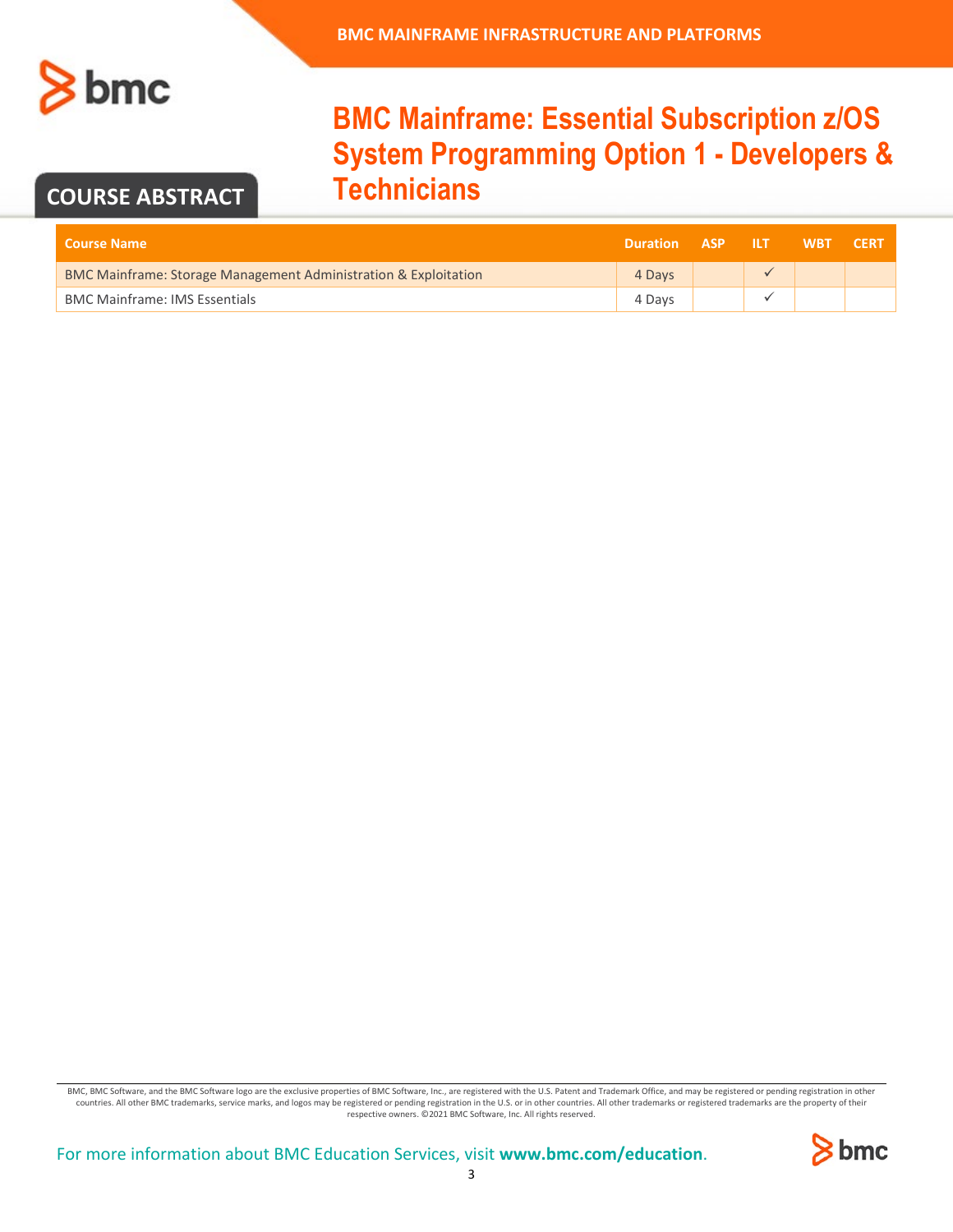# BMC Mainframe: Essential Subscription z/OS System Programming Option 1 - Developers & Technicians

## COURSE ABSTRACT

| Course Name | Duration | ASP | ILT | WBT | CERT |
|---|---|---|---|---|---|
| BMC Mainframe: Storage Management Administration & Exploitation | 4 Days | | ✓ | | |
| BMC Mainframe: IMS Essentials | 4 Days | | ✓ | | |

BMC, BMC Software, and the BMC Software logo are the exclusive properties of BMC Software, Inc., are registered with the U.S. Patent and Trademark Office, and may be registered or pending registration in other countries. All other BMC trademarks, service marks, and logos may be registered or pending registration in the U.S. or in other countries. All other trademarks or registered trademarks are the property of their respective owners. ©2021 BMC Software, Inc. All rights reserved.

For more information about BMC Education Services, visit **www.bmc.com/education**.